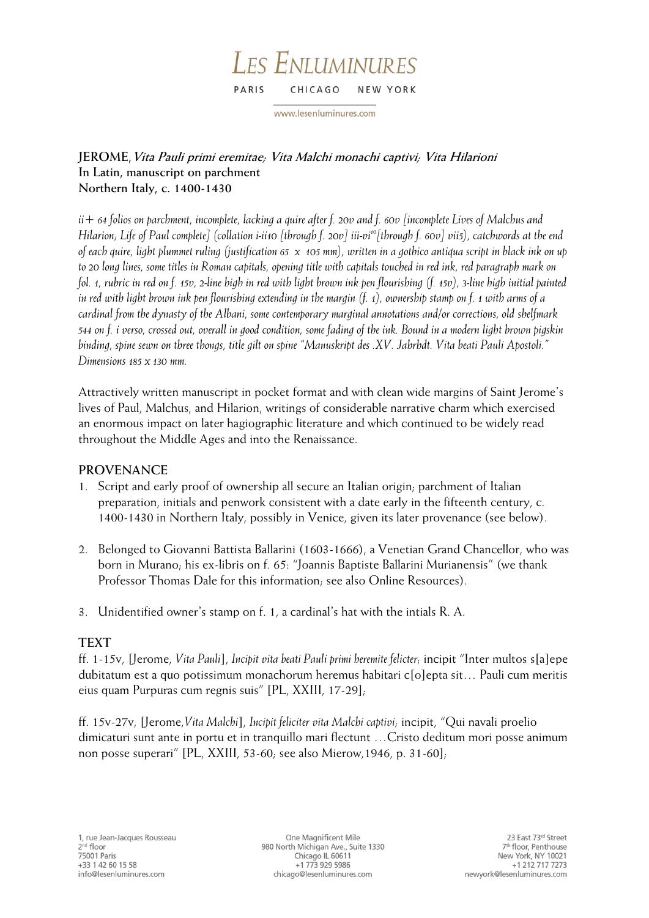**JEROME, *Vita Pauli primi eremitae; Vita Malchi monachi captivi; Vita Hilarioni***
**In Latin, manuscript on parchment**
**Northern Italy, c. 1400-1430**

*ii + 64 folios on parchment, incomplete, lacking a quire after f. 20v and f. 60v [incomplete Lives of Malchus and Hilarion; Life of Paul complete] (collation i-ii10 [through f. 20v] iii-vi*[10]*[through f. 60v] vii5), catchwords at the end of each quire, light plummet ruling (justification 65 x 105 mm), written in a gothico antiqua script in black ink on up to 20 long lines, some titles in Roman capitals, opening title with capitals touched in red ink, red paragraph mark on fol. 1, rubric in red on f. 15v, 2-line high in red with light brown ink pen flourishing (f. 15v), 3-line high initial painted in red with light brown ink pen flourishing extending in the margin (f. 1), ownership stamp on f. 1 with arms of a cardinal from the dynasty of the Albani, some contemporary marginal annotations and/or corrections, old shelfmark 544 on f. i verso, crossed out, overall in good condition, some fading of the ink. Bound in a modern light brown pigskin binding, spine sewn on three thongs, title gilt on spine "Manuskript des .XV. Jahrhdt. Vita beati Pauli Apostoli." Dimensions 185 x 130 mm.*

Attractively written manuscript in pocket format and with clean wide margins of Saint Jerome's lives of Paul, Malchus, and Hilarion, writings of considerable narrative charm which exercised an enormous impact on later hagiographic literature and which continued to be widely read throughout the Middle Ages and into the Renaissance.

## PROVENANCE

1. Script and early proof of ownership all secure an Italian origin; parchment of Italian preparation, initials and penwork consistent with a date early in the fifteenth century, c. 1400-1430 in Northern Italy, possibly in Venice, given its later provenance (see below).

2. Belonged to Giovanni Battista Ballarini (1603-1666), a Venetian Grand Chancellor, who was born in Murano; his ex-libris on f. 65: "Joannis Baptiste Ballarini Murianensis" (we thank Professor Thomas Dale for this information; see also Online Resources).

3. Unidentified owner's stamp on f. 1, a cardinal's hat with the intials R. A.

## TEXT

ff. 1-15v, [Jerome, *Vita Pauli*], *Incipit vita beati Pauli primi heremite felicter*; incipit "Inter multos s[a]epe dubitatum est a quo potissimum monachorum heremus habitari c[o]epta sit… Pauli cum meritis eius quam Purpuras cum regnis suis" [PL, XXIII, 17-29];

ff. 15v-27v, [Jerome, *Vita Malchi*], *Incipit feliciter vita Malchi captivi*; incipit, "Qui navali proelio dimicaturi sunt ante in portu et in tranquillo mari flectunt …Cristo deditum mori posse animum non posse superari" [PL, XXIII, 53-60; see also Mierow,1946, p. 31-60];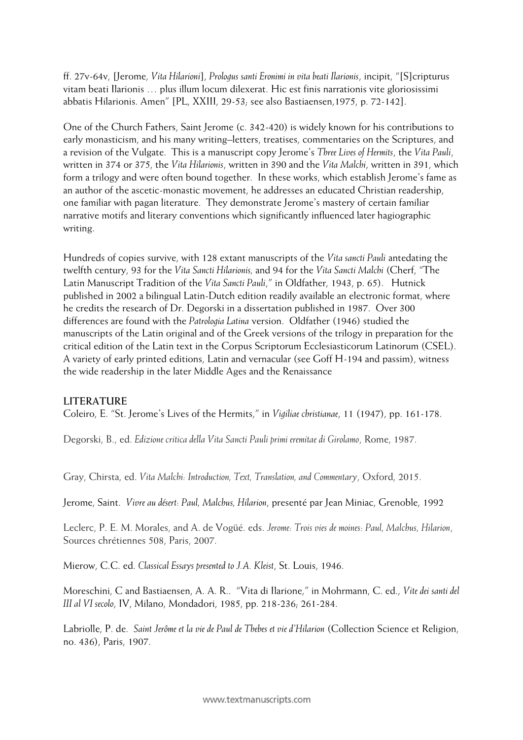ff. 27v-64v, [Jerome, *Vita Hilarioni*], *Prologus santi Eronimi in vita beati Ilarionis*, incipit, "[S]cripturus vitam beati Ilarionis … plus illum locum dilexerat. Hic est finis narrationis vite gloriosissimi abbatis Hilarionis. Amen" [PL, XXIII, 29-53; see also Bastiaensen,1975, p. 72-142].

One of the Church Fathers, Saint Jerome (c. 342-420) is widely known for his contributions to early monasticism, and his many writing–letters, treatises, commentaries on the Scriptures, and a revision of the Vulgate. This is a manuscript copy Jerome's *Three Lives of Hermits*, the *Vita Pauli*, written in 374 or 375, the *Vita Hilarionis*, written in 390 and the *Vita Malchi*, written in 391, which form a trilogy and were often bound together. In these works, which establish Jerome's fame as an author of the ascetic-monastic movement, he addresses an educated Christian readership, one familiar with pagan literature. They demonstrate Jerome's mastery of certain familiar narrative motifs and literary conventions which significantly influenced later hagiographic writing.

Hundreds of copies survive, with 128 extant manuscripts of the *Vita sancti Pauli* antedating the twelfth century, 93 for the *Vita Sancti Hilarionis,* and 94 for the *Vita Sancti Malchi* (Cherf, "The Latin Manuscript Tradition of the *Vita Sancti Pauli*," in Oldfather, 1943, p. 65). Hutnick published in 2002 a bilingual Latin-Dutch edition readily available an electronic format, where he credits the research of Dr. Degorski in a dissertation published in 1987. Over 300 differences are found with the *Patrologia Latina* version. Oldfather (1946) studied the manuscripts of the Latin original and of the Greek versions of the trilogy in preparation for the critical edition of the Latin text in the Corpus Scriptorum Ecclesiasticorum Latinorum (CSEL). A variety of early printed editions, Latin and vernacular (see Goff H-194 and passim), witness the wide readership in the later Middle Ages and the Renaissance

## LITERATURE

Coleiro, E. "St. Jerome's Lives of the Hermits," in *Vigiliae christianae*, 11 (1947), pp. 161-178.

Degorski, B., ed. *Edizione critica della Vita Sancti Pauli primi eremitae di Girolamo*, Rome, 1987.

Gray, Chirsta, ed. *Vita Malchi: Introduction, Text, Translation, and Commentary*, Oxford, 2015.

Jerome, Saint. *Vivre au désert: Paul, Malchus, Hilarion*, presenté par Jean Miniac, Grenoble, 1992

Leclerc, P. E. M. Morales, and A. de Vogüé. eds. *Jerome: Trois vies de moines: Paul, Malchus, Hilarion*, Sources chrétiennes 508, Paris, 2007.

Mierow, C.C. ed. *Classical Essays presented to J.A. Kleist*, St. Louis, 1946.

Moreschini, C and Bastiaensen, A. A. R.. "Vita di Ilarione," in Mohrmann, C. ed., *Vite dei santi del III al VI secolo*, IV, Milano, Mondadori, 1985, pp. 218-236; 261-284.

Labriolle, P. de. *Saint Jerôme et la vie de Paul de Thebes et vie d'Hilarion* (Collection Science et Religion, no. 436), Paris, 1907.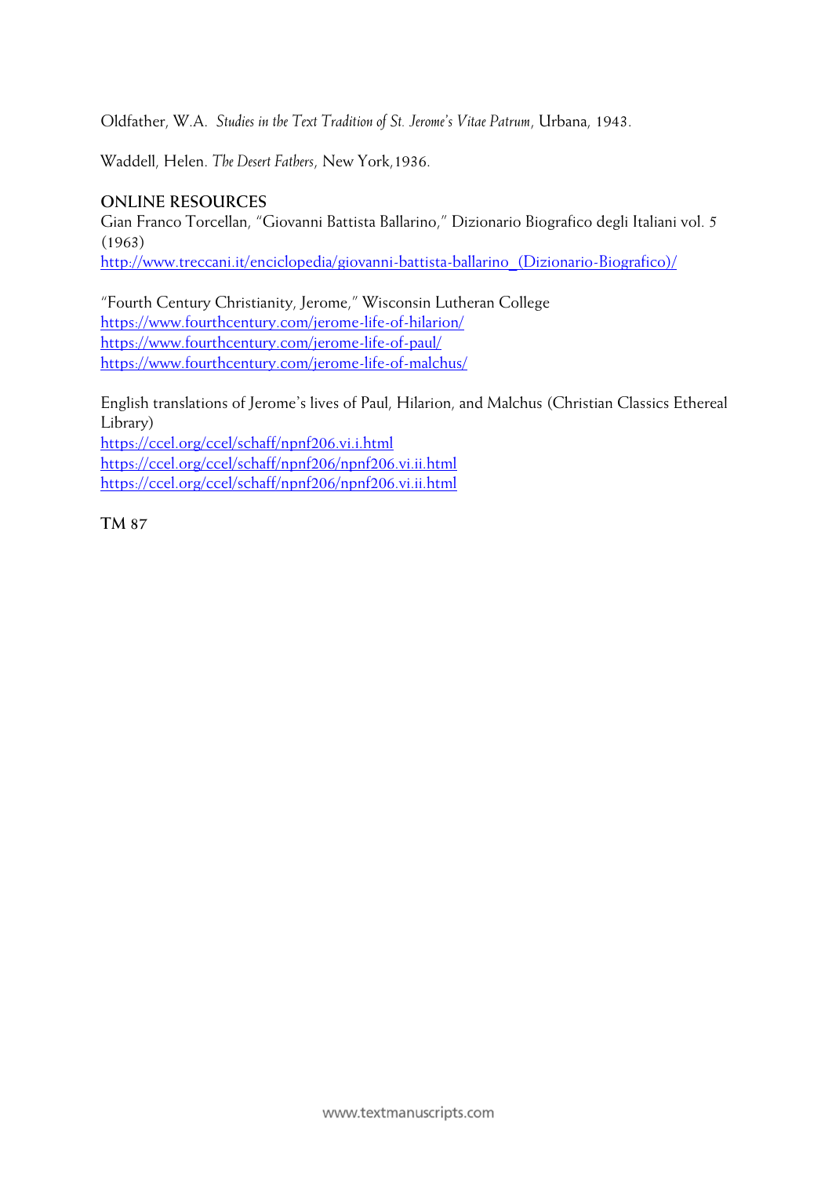Oldfather, W.A. *Studies in the Text Tradition of St. Jerome's Vitae Patrum*, Urbana, 1943.

Waddell, Helen. *The Desert Fathers*, New York,1936.

## ONLINE RESOURCES

Gian Franco Torcellan, "Giovanni Battista Ballarino," Dizionario Biografico degli Italiani vol. 5 (1963)
http://www.treccani.it/enciclopedia/giovanni-battista-ballarino_(Dizionario-Biografico)/

"Fourth Century Christianity, Jerome," Wisconsin Lutheran College
https://www.fourthcentury.com/jerome-life-of-hilarion/
https://www.fourthcentury.com/jerome-life-of-paul/
https://www.fourthcentury.com/jerome-life-of-malchus/

English translations of Jerome's lives of Paul, Hilarion, and Malchus (Christian Classics Ethereal Library)
https://ccel.org/ccel/schaff/npnf206.vi.i.html
https://ccel.org/ccel/schaff/npnf206/npnf206.vi.ii.html
https://ccel.org/ccel/schaff/npnf206/npnf206.vi.ii.html

**TM 87**